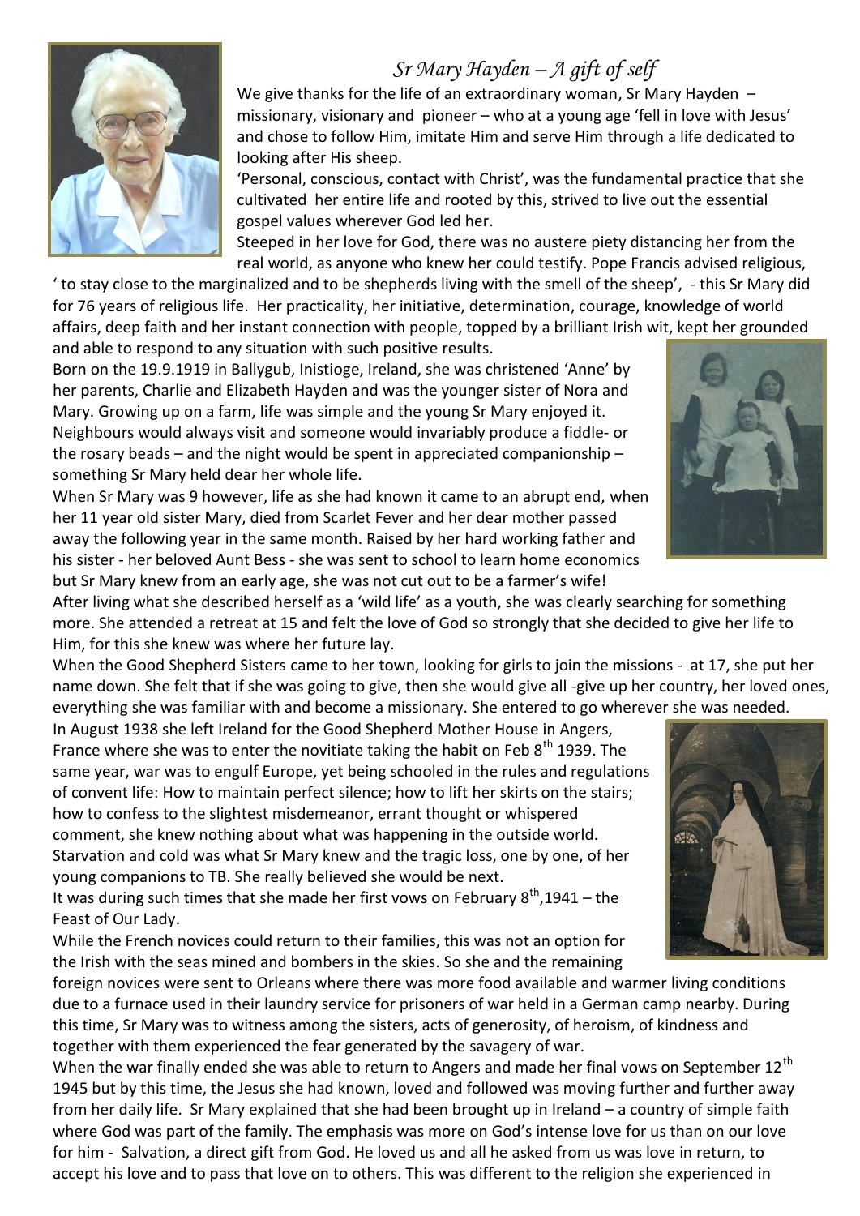# *Sr Mary Hayden – A gift of self*

We give thanks for the life of an extraordinary woman, Sr Mary Hayden – missionary, visionary and pioneer – who at a young age 'fell in love with Jesus' and chose to follow Him, imitate Him and serve Him through a life dedicated to looking after His sheep.

'Personal, conscious, contact with Christ', was the fundamental practice that she cultivated her entire life and rooted by this, strived to live out the essential gospel values wherever God led her.

Steeped in her love for God, there was no austere piety distancing her from the real world, as anyone who knew her could testify. Pope Francis advised religious, ' to stay close to the marginalized and to be shepherds living with the smell of the sheep', - this Sr Mary did for 76 years of religious life. Her practicality, her initiative, determination, courage, knowledge of world affairs, deep faith and her instant connection with people, topped by a brilliant Irish wit, kept her grounded and able to respond to any situation with such positive results.

Born on the 19.9.1919 in Ballygub, Inistioge, Ireland, she was christened 'Anne' by her parents, Charlie and Elizabeth Hayden and was the younger sister of Nora and Mary. Growing up on a farm, life was simple and the young Sr Mary enjoyed it. Neighbours would always visit and someone would invariably produce a fiddle- or the rosary beads – and the night would be spent in appreciated companionship – something Sr Mary held dear her whole life.

When Sr Mary was 9 however, life as she had known it came to an abrupt end, when her 11 year old sister Mary, died from Scarlet Fever and her dear mother passed away the following year in the same month. Raised by her hard working father and his sister - her beloved Aunt Bess - she was sent to school to learn home economics but Sr Mary knew from an early age, she was not cut out to be a farmer's wife!

After living what she described herself as a 'wild life' as a youth, she was clearly searching for something more. She attended a retreat at 15 and felt the love of God so strongly that she decided to give her life to Him, for this she knew was where her future lay.

When the Good Shepherd Sisters came to her town, looking for girls to join the missions - at 17, she put her name down. She felt that if she was going to give, then she would give all -give up her country, her loved ones, everything she was familiar with and become a missionary. She entered to go wherever she was needed.

In August 1938 she left Ireland for the Good Shepherd Mother House in Angers, France where she was to enter the novitiate taking the habit on Feb 8th 1939. The same year, war was to engulf Europe, yet being schooled in the rules and regulations of convent life: How to maintain perfect silence; how to lift her skirts on the stairs; how to confess to the slightest misdemeanor, errant thought or whispered comment, she knew nothing about what was happening in the outside world. Starvation and cold was what Sr Mary knew and the tragic loss, one by one, of her young companions to TB. She really believed she would be next.

It was during such times that she made her first vows on February 8th,1941 – the Feast of Our Lady.

While the French novices could return to their families, this was not an option for the Irish with the seas mined and bombers in the skies. So she and the remaining foreign novices were sent to Orleans where there was more food available and warmer living conditions due to a furnace used in their laundry service for prisoners of war held in a German camp nearby. During this time, Sr Mary was to witness among the sisters, acts of generosity, of heroism, of kindness and together with them experienced the fear generated by the savagery of war.

When the war finally ended she was able to return to Angers and made her final vows on September 12th 1945 but by this time, the Jesus she had known, loved and followed was moving further and further away from her daily life. Sr Mary explained that she had been brought up in Ireland – a country of simple faith where God was part of the family. The emphasis was more on God's intense love for us than on our love for him - Salvation, a direct gift from God. He loved us and all he asked from us was love in return, to accept his love and to pass that love on to others. This was different to the religion she experienced in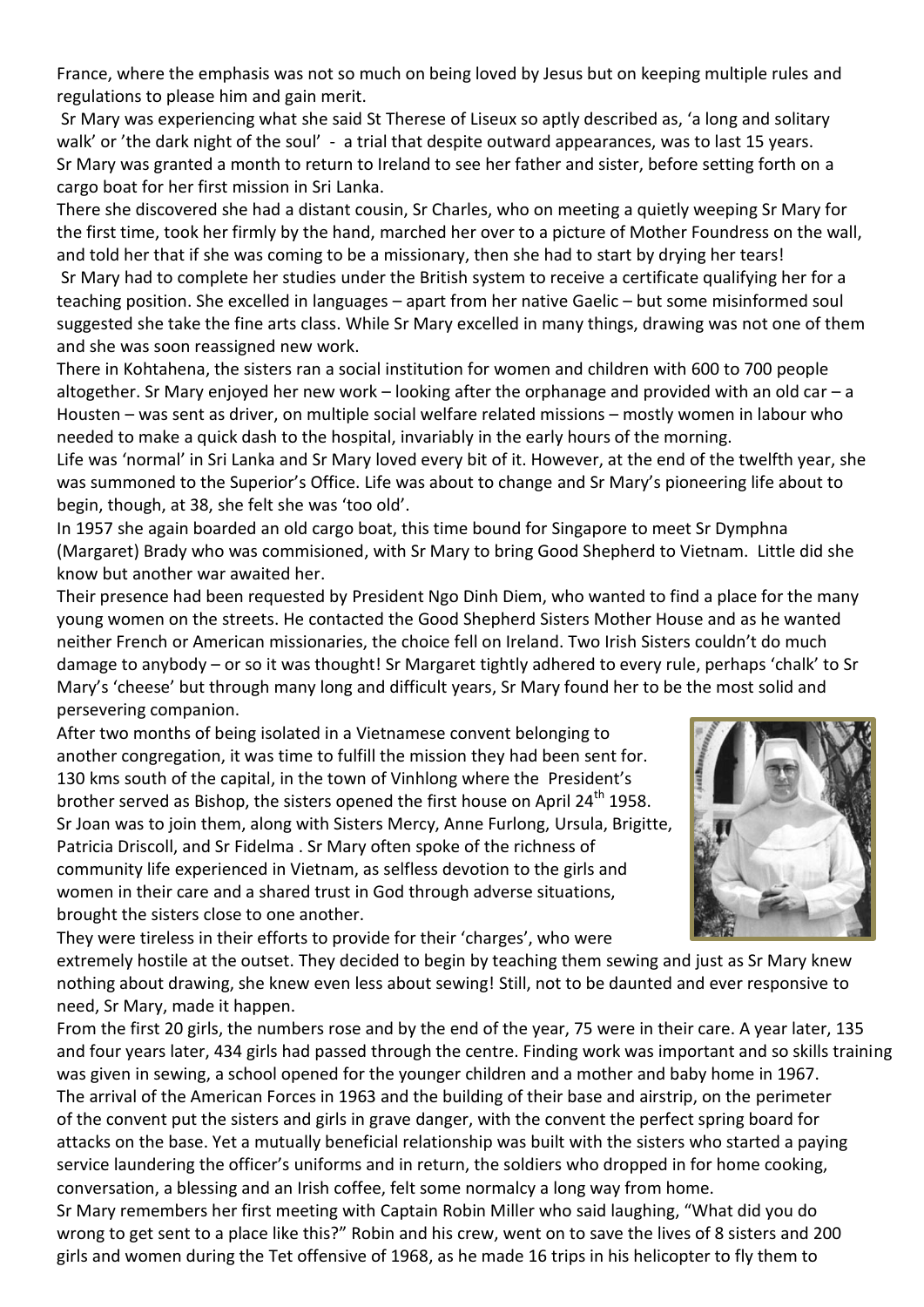France, where the emphasis was not so much on being loved by Jesus but on keeping multiple rules and regulations to please him and gain merit.

Sr Mary was experiencing what she said St Therese of Liseux so aptly described as, 'a long and solitary walk' or 'the dark night of the soul' - a trial that despite outward appearances, was to last 15 years. Sr Mary was granted a month to return to Ireland to see her father and sister, before setting forth on a cargo boat for her first mission in Sri Lanka.

There she discovered she had a distant cousin, Sr Charles, who on meeting a quietly weeping Sr Mary for the first time, took her firmly by the hand, marched her over to a picture of Mother Foundress on the wall, and told her that if she was coming to be a missionary, then she had to start by drying her tears!

Sr Mary had to complete her studies under the British system to receive a certificate qualifying her for a teaching position. She excelled in languages – apart from her native Gaelic – but some misinformed soul suggested she take the fine arts class. While Sr Mary excelled in many things, drawing was not one of them and she was soon reassigned new work.

There in Kohtahena, the sisters ran a social institution for women and children with 600 to 700 people altogether. Sr Mary enjoyed her new work – looking after the orphanage and provided with an old car – a Housten – was sent as driver, on multiple social welfare related missions – mostly women in labour who needed to make a quick dash to the hospital, invariably in the early hours of the morning.

Life was 'normal' in Sri Lanka and Sr Mary loved every bit of it. However, at the end of the twelfth year, she was summoned to the Superior's Office. Life was about to change and Sr Mary's pioneering life about to begin, though, at 38, she felt she was 'too old'.

In 1957 she again boarded an old cargo boat, this time bound for Singapore to meet Sr Dymphna (Margaret) Brady who was commisioned, with Sr Mary to bring Good Shepherd to Vietnam. Little did she know but another war awaited her.

Their presence had been requested by President Ngo Dinh Diem, who wanted to find a place for the many young women on the streets. He contacted the Good Shepherd Sisters Mother House and as he wanted neither French or American missionaries, the choice fell on Ireland. Two Irish Sisters couldn't do much damage to anybody – or so it was thought! Sr Margaret tightly adhered to every rule, perhaps 'chalk' to Sr Mary's 'cheese' but through many long and difficult years, Sr Mary found her to be the most solid and persevering companion.

After two months of being isolated in a Vietnamese convent belonging to another congregation, it was time to fulfill the mission they had been sent for. 130 kms south of the capital, in the town of Vinhlong where the President's brother served as Bishop, the sisters opened the first house on April 24th 1958. Sr Joan was to join them, along with Sisters Mercy, Anne Furlong, Ursula, Brigitte, Patricia Driscoll, and Sr Fidelma . Sr Mary often spoke of the richness of community life experienced in Vietnam, as selfless devotion to the girls and women in their care and a shared trust in God through adverse situations, brought the sisters close to one another.

They were tireless in their efforts to provide for their 'charges', who were extremely hostile at the outset. They decided to begin by teaching them sewing and just as Sr Mary knew nothing about drawing, she knew even less about sewing! Still, not to be daunted and ever responsive to need, Sr Mary, made it happen.

From the first 20 girls, the numbers rose and by the end of the year, 75 were in their care. A year later, 135 and four years later, 434 girls had passed through the centre. Finding work was important and so skills training was given in sewing, a school opened for the younger children and a mother and baby home in 1967.

The arrival of the American Forces in 1963 and the building of their base and airstrip, on the perimeter of the convent put the sisters and girls in grave danger, with the convent the perfect spring board for attacks on the base. Yet a mutually beneficial relationship was built with the sisters who started a paying service laundering the officer's uniforms and in return, the soldiers who dropped in for home cooking, conversation, a blessing and an Irish coffee, felt some normalcy a long way from home.

Sr Mary remembers her first meeting with Captain Robin Miller who said laughing, "What did you do wrong to get sent to a place like this?" Robin and his crew, went on to save the lives of 8 sisters and 200 girls and women during the Tet offensive of 1968, as he made 16 trips in his helicopter to fly them to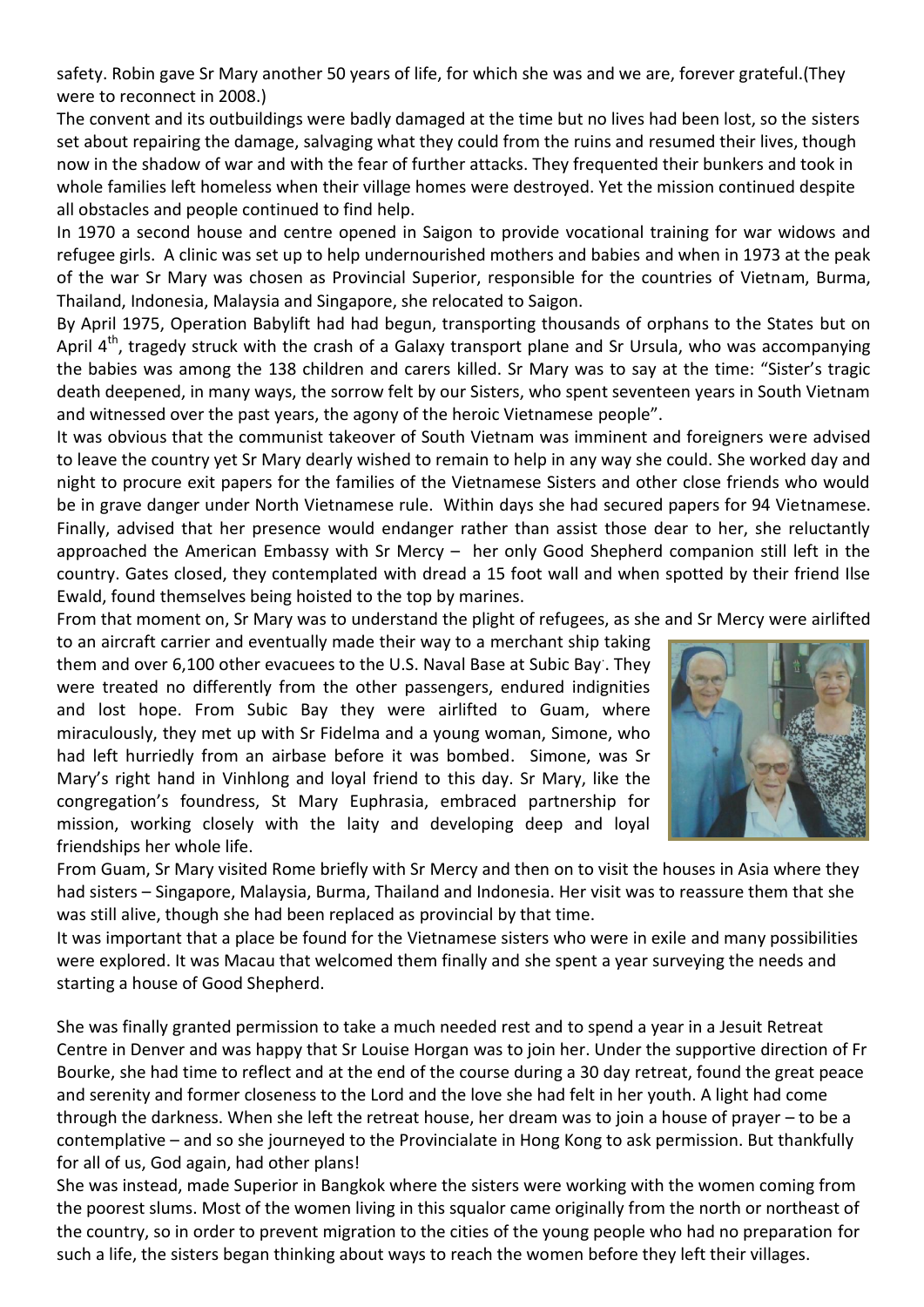safety. Robin gave Sr Mary another 50 years of life, for which she was and we are, forever grateful.(They were to reconnect in 2008.)

The convent and its outbuildings were badly damaged at the time but no lives had been lost, so the sisters set about repairing the damage, salvaging what they could from the ruins and resumed their lives, though now in the shadow of war and with the fear of further attacks. They frequented their bunkers and took in whole families left homeless when their village homes were destroyed. Yet the mission continued despite all obstacles and people continued to find help.

In 1970 a second house and centre opened in Saigon to provide vocational training for war widows and refugee girls. A clinic was set up to help undernourished mothers and babies and when in 1973 at the peak of the war Sr Mary was chosen as Provincial Superior, responsible for the countries of Vietnam, Burma, Thailand, Indonesia, Malaysia and Singapore, she relocated to Saigon.

By April 1975, Operation Babylift had had begun, transporting thousands of orphans to the States but on April 4th, tragedy struck with the crash of a Galaxy transport plane and Sr Ursula, who was accompanying the babies was among the 138 children and carers killed. Sr Mary was to say at the time: "Sister's tragic death deepened, in many ways, the sorrow felt by our Sisters, who spent seventeen years in South Vietnam and witnessed over the past years, the agony of the heroic Vietnamese people".

It was obvious that the communist takeover of South Vietnam was imminent and foreigners were advised to leave the country yet Sr Mary dearly wished to remain to help in any way she could. She worked day and night to procure exit papers for the families of the Vietnamese Sisters and other close friends who would be in grave danger under North Vietnamese rule. Within days she had secured papers for 94 Vietnamese. Finally, advised that her presence would endanger rather than assist those dear to her, she reluctantly approached the American Embassy with Sr Mercy – her only Good Shepherd companion still left in the country. Gates closed, they contemplated with dread a 15 foot wall and when spotted by their friend Ilse Ewald, found themselves being hoisted to the top by marines.

From that moment on, Sr Mary was to understand the plight of refugees, as she and Sr Mercy were airlifted to an aircraft carrier and eventually made their way to a merchant ship taking them and over 6,100 other evacuees to the U.S. Naval Base at Subic Bay. They were treated no differently from the other passengers, endured indignities and lost hope. From Subic Bay they were airlifted to Guam, where miraculously, they met up with Sr Fidelma and a young woman, Simone, who had left hurriedly from an airbase before it was bombed. Simone, was Sr Mary's right hand in Vinhlong and loyal friend to this day. Sr Mary, like the congregation's foundress, St Mary Euphrasia, embraced partnership for mission, working closely with the laity and developing deep and loyal friendships her whole life.

From Guam, Sr Mary visited Rome briefly with Sr Mercy and then on to visit the houses in Asia where they had sisters – Singapore, Malaysia, Burma, Thailand and Indonesia. Her visit was to reassure them that she was still alive, though she had been replaced as provincial by that time.

It was important that a place be found for the Vietnamese sisters who were in exile and many possibilities were explored. It was Macau that welcomed them finally and she spent a year surveying the needs and starting a house of Good Shepherd.

She was finally granted permission to take a much needed rest and to spend a year in a Jesuit Retreat Centre in Denver and was happy that Sr Louise Horgan was to join her. Under the supportive direction of Fr Bourke, she had time to reflect and at the end of the course during a 30 day retreat, found the great peace and serenity and former closeness to the Lord and the love she had felt in her youth. A light had come through the darkness. When she left the retreat house, her dream was to join a house of prayer – to be a contemplative – and so she journeyed to the Provincialate in Hong Kong to ask permission. But thankfully for all of us, God again, had other plans!

She was instead, made Superior in Bangkok where the sisters were working with the women coming from the poorest slums. Most of the women living in this squalor came originally from the north or northeast of the country, so in order to prevent migration to the cities of the young people who had no preparation for such a life, the sisters began thinking about ways to reach the women before they left their villages.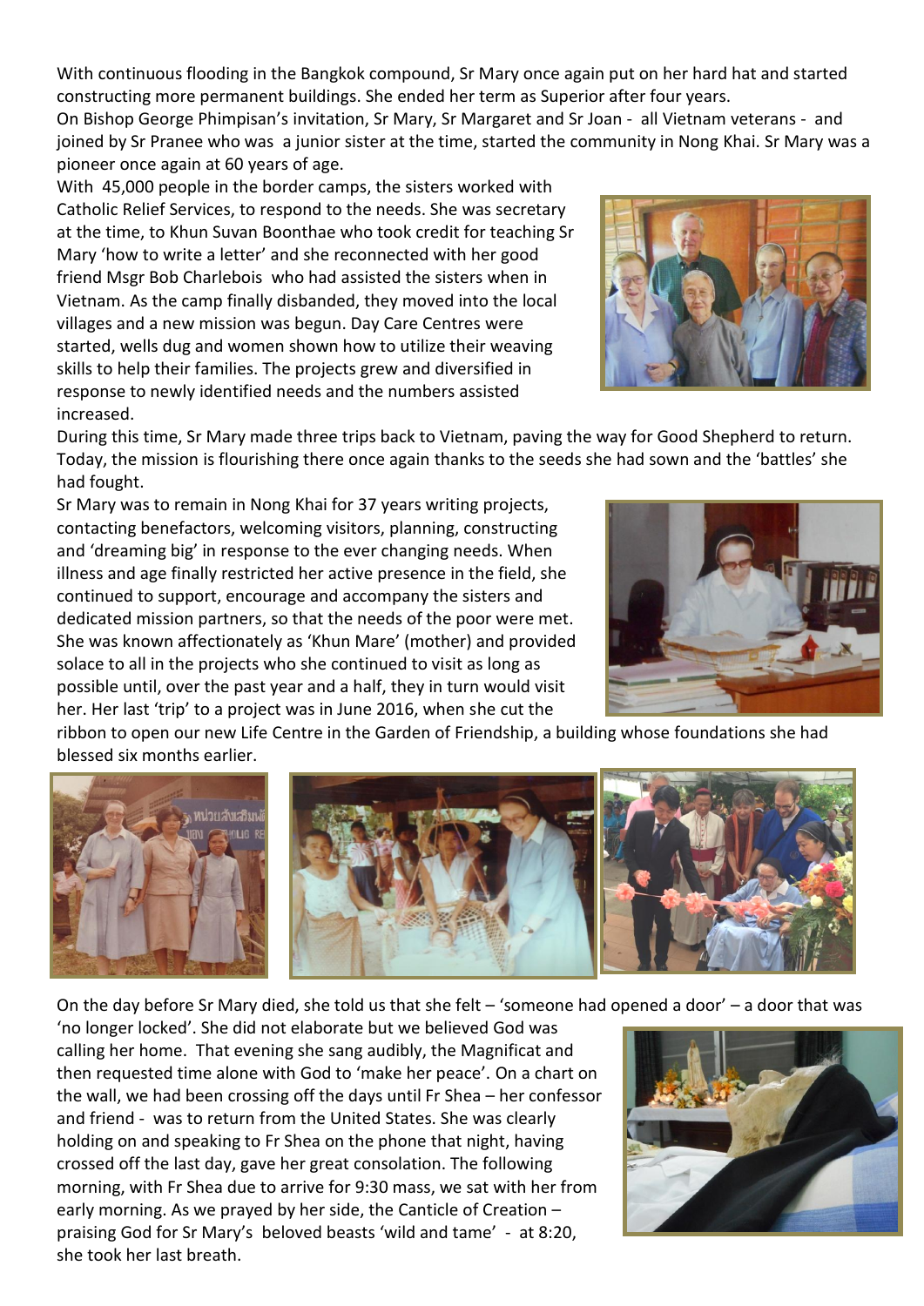With continuous flooding in the Bangkok compound, Sr Mary once again put on her hard hat and started constructing more permanent buildings. She ended her term as Superior after four years.

On Bishop George Phimpisan's invitation, Sr Mary, Sr Margaret and Sr Joan - all Vietnam veterans - and joined by Sr Pranee who was a junior sister at the time, started the community in Nong Khai. Sr Mary was a pioneer once again at 60 years of age.

With 45,000 people in the border camps, the sisters worked with Catholic Relief Services, to respond to the needs. She was secretary at the time, to Khun Suvan Boonthae who took credit for teaching Sr Mary 'how to write a letter' and she reconnected with her good friend Msgr Bob Charlebois who had assisted the sisters when in Vietnam. As the camp finally disbanded, they moved into the local villages and a new mission was begun. Day Care Centres were started, wells dug and women shown how to utilize their weaving skills to help their families. The projects grew and diversified in response to newly identified needs and the numbers assisted increased.

During this time, Sr Mary made three trips back to Vietnam, paving the way for Good Shepherd to return. Today, the mission is flourishing there once again thanks to the seeds she had sown and the 'battles' she had fought.

Sr Mary was to remain in Nong Khai for 37 years writing projects, contacting benefactors, welcoming visitors, planning, constructing and 'dreaming big' in response to the ever changing needs. When illness and age finally restricted her active presence in the field, she continued to support, encourage and accompany the sisters and dedicated mission partners, so that the needs of the poor were met. She was known affectionately as 'Khun Mare' (mother) and provided solace to all in the projects who she continued to visit as long as possible until, over the past year and a half, they in turn would visit her. Her last 'trip' to a project was in June 2016, when she cut the ribbon to open our new Life Centre in the Garden of Friendship, a building whose foundations she had blessed six months earlier.

On the day before Sr Mary died, she told us that she felt – 'someone had opened a door' – a door that was 'no longer locked'. She did not elaborate but we believed God was calling her home. That evening she sang audibly, the Magnificat and then requested time alone with God to 'make her peace'. On a chart on the wall, we had been crossing off the days until Fr Shea – her confessor and friend - was to return from the United States. She was clearly holding on and speaking to Fr Shea on the phone that night, having crossed off the last day, gave her great consolation. The following morning, with Fr Shea due to arrive for 9:30 mass, we sat with her from early morning. As we prayed by her side, the Canticle of Creation – praising God for Sr Mary's beloved beasts 'wild and tame' - at 8:20, she took her last breath.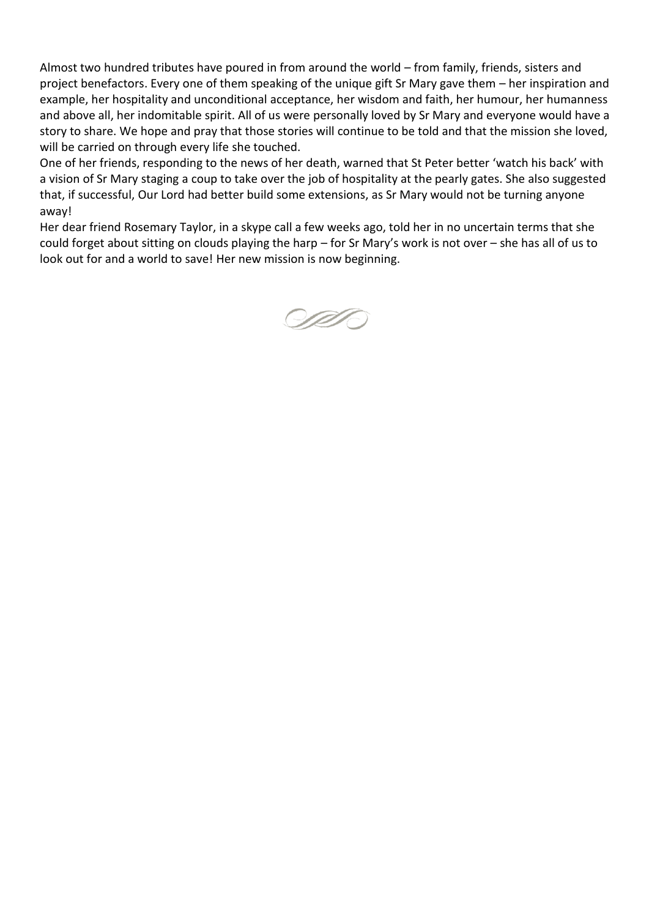Almost two hundred tributes have poured in from around the world – from family, friends, sisters and project benefactors. Every one of them speaking of the unique gift Sr Mary gave them – her inspiration and example, her hospitality and unconditional acceptance, her wisdom and faith, her humour, her humanness and above all, her indomitable spirit. All of us were personally loved by Sr Mary and everyone would have a story to share. We hope and pray that those stories will continue to be told and that the mission she loved, will be carried on through every life she touched.

One of her friends, responding to the news of her death, warned that St Peter better 'watch his back' with a vision of Sr Mary staging a coup to take over the job of hospitality at the pearly gates. She also suggested that, if successful, Our Lord had better build some extensions, as Sr Mary would not be turning anyone away!

Her dear friend Rosemary Taylor, in a skype call a few weeks ago, told her in no uncertain terms that she could forget about sitting on clouds playing the harp – for Sr Mary's work is not over – she has all of us to look out for and a world to save! Her new mission is now beginning.